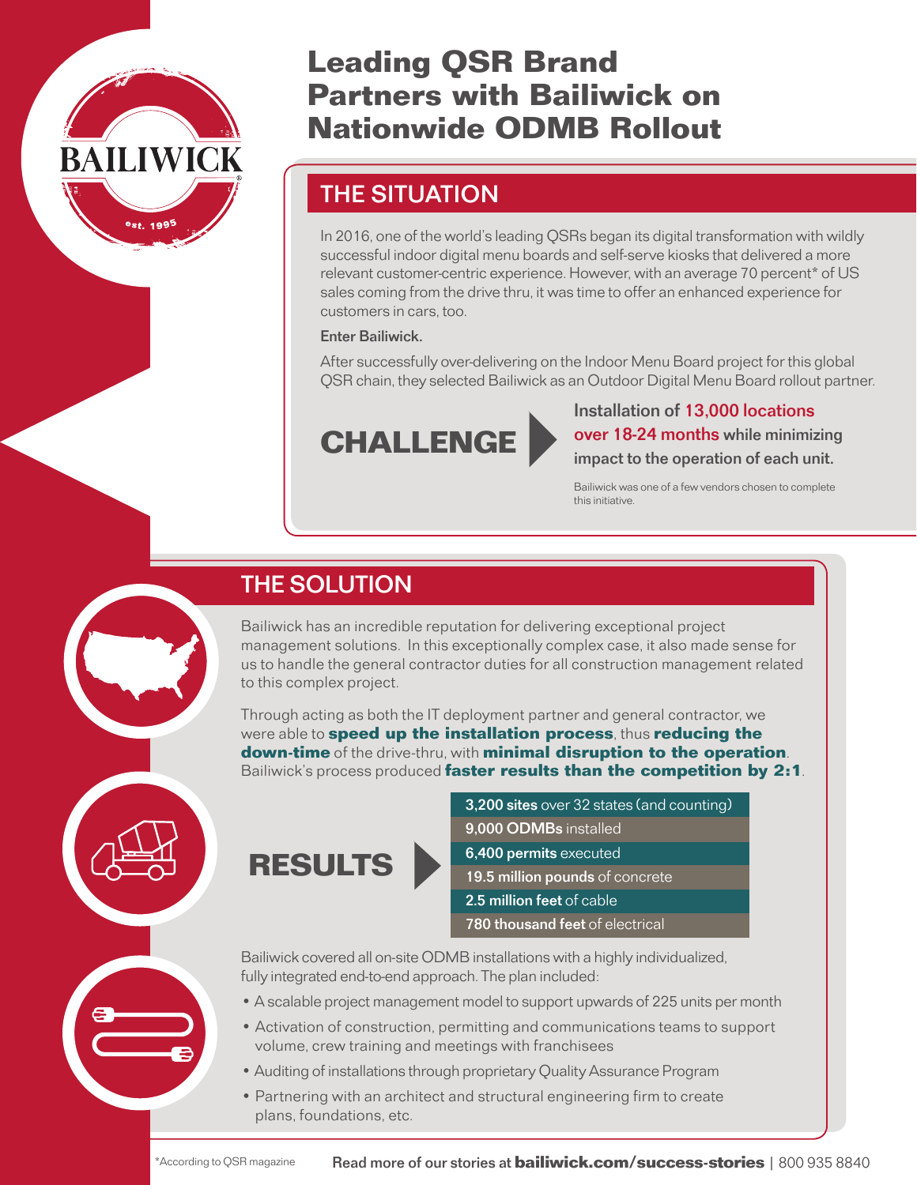# Leading QSR Brand Partners with Bailiwick on Nationwide ODMB Rollout

## THE SITUATION

In 2016, one of the world's leading QSRs began its digital transformation with wildly successful indoor digital menu boards and self-serve kiosks that delivered a more relevant customer-centric experience. However, with an average 70 percent* of US sales coming from the drive thru, it was time to offer an enhanced experience for customers in cars, too.

**Enter Bailiwick.**

After successfully over-delivering on the Indoor Menu Board project for this global QSR chain, they selected Bailiwick as an Outdoor Digital Menu Board rollout partner.

### CHALLENGE

**Installation of 13,000 locations over 18-24 months while minimizing impact to the operation of each unit.**

Bailiwick was one of a few vendors chosen to complete this initiative.

## THE SOLUTION

Bailiwick has an incredible reputation for delivering exceptional project management solutions. In this exceptionally complex case, it also made sense for us to handle the general contractor duties for all construction management related to this complex project.

Through acting as both the IT deployment partner and general contractor, we were able to **speed up the installation process**, thus **reducing the down-time** of the drive-thru, with **minimal disruption to the operation**. Bailiwick's process produced **faster results than the competition by 2:1**.

### RESULTS

- **3,200 sites** over 32 states (and counting)
- **9,000 ODMBs** installed
- **6,400 permits** executed
- **19.5 million pounds** of concrete
- **2.5 million feet** of cable
- **780 thousand feet** of electrical

Bailiwick covered all on-site ODMB installations with a highly individualized, fully integrated end-to-end approach. The plan included:

- A scalable project management model to support upwards of 225 units per month
- Activation of construction, permitting and communications teams to support volume, crew training and meetings with franchisees
- Auditing of installations through proprietary Quality Assurance Program
- Partnering with an architect and structural engineering firm to create plans, foundations, etc.

*According to QSR magazine

Read more of our stories at **bailiwick.com/success-stories** | 800 935 8840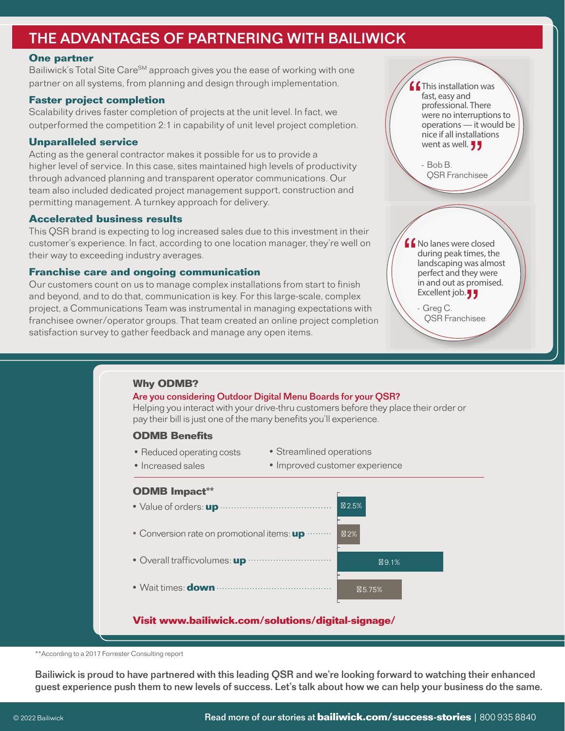# THE ADVANTAGES OF PARTNERING WITH BAILIWICK

### One partner

Bailiwick's Total Site Care[SM] approach gives you the ease of working with one partner on all systems, from planning and design through implementation.

### Faster project completion

Scalability drives faster completion of projects at the unit level. In fact, we outperformed the competition 2:1 in capability of unit level project completion.

### Unparalleled service

Acting as the general contractor makes it possible for us to provide a higher level of service. In this case, sites maintained high levels of productivity through advanced planning and transparent operator communications. Our team also included dedicated project management support, construction and permitting management. A turnkey approach for delivery.

### Accelerated business results

This QSR brand is expecting to log increased sales due to this investment in their customer's experience. In fact, according to one location manager, they're well on their way to exceeding industry averages.

### Franchise care and ongoing communication

Our customers count on us to manage complex installations from start to finish and beyond, and to do that, communication is key. For this large-scale, complex project, a Communications Team was instrumental in managing expectations with franchisee owner/operator groups. That team created an online project completion satisfaction survey to gather feedback and manage any open items.

> "This installation was fast, easy and professional. There were no interruptions to operations — it would be nice if all installations went as well."
>
> \- Bob B.
> QSR Franchisee

> "No lanes were closed during peak times, the landscaping was almost perfect and they were in and out as promised. Excellent job."
>
> \- Greg C.
> QSR Franchisee

## Why ODMB?

**Are you considering Outdoor Digital Menu Boards for your QSR?**

Helping you interact with your drive-thru customers before they place their order or pay their bill is just one of the many benefits you'll experience.

### ODMB Benefits

- Reduced operating costs
- Increased sales
- Streamlined operations
- Improved customer experience

### ODMB Impact**

- Value of orders: **up** 2.5%
- Conversion rate on promotional items: **up** 2%
- Overall trafficvolumes: **up** 9.1%
- Wait times: **down** 5.75%

**Visit www.bailiwick.com/solutions/digital-signage/**

**According to a 2017 Forrester Consulting report

Bailiwick is proud to have partnered with this leading QSR and we're looking forward to watching their enhanced guest experience push them to new levels of success. Let's talk about how we can help your business do the same.

© 2022 Bailiwick

Read more of our stories at **bailiwick.com/success-stories** | 800 935 8840